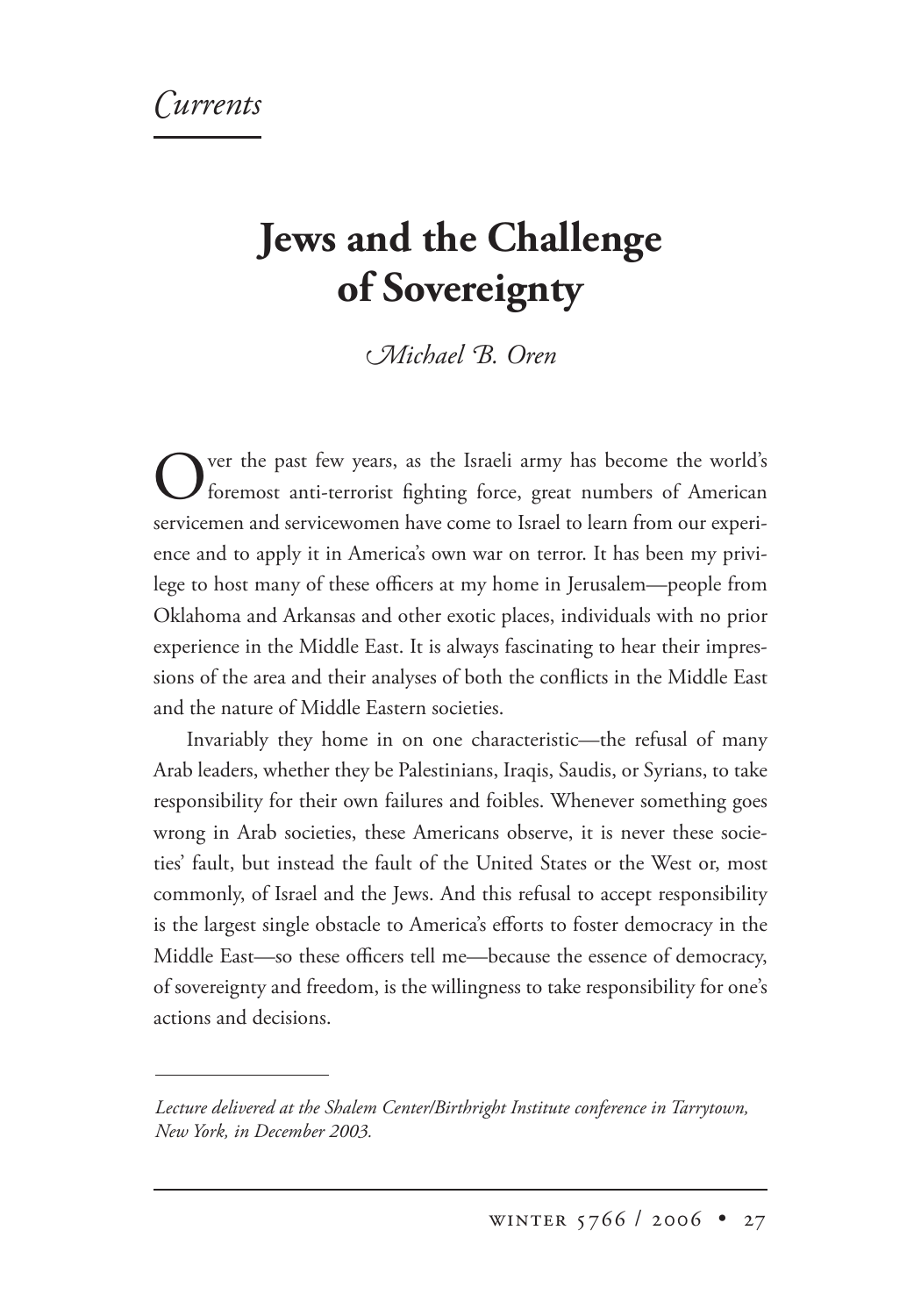*Currents*

# Jews and the Challenge of Sovereignty

*Michael B. Oren*

Over the past few years, as the Israeli army has become the world's foremost anti-terrorist fighting force, great numbers of American servicemen and servicewomen have come to Israel to learn from our experience and to apply it in America's own war on terror. It has been my privilege to host many of these officers at my home in Jerusalem—people from Oklahoma and Arkansas and other exotic places, individuals with no prior experience in the Middle East. It is always fascinating to hear their impressions of the area and their analyses of both the conflicts in the Middle East and the nature of Middle Eastern societies.

Invariably they home in on one characteristic—the refusal of many Arab leaders, whether they be Palestinians, Iraqis, Saudis, or Syrians, to take responsibility for their own failures and foibles. Whenever something goes wrong in Arab societies, these Americans observe, it is never these societies' fault, but instead the fault of the United States or the West or, most commonly, of Israel and the Jews. And this refusal to accept responsibility is the largest single obstacle to America's efforts to foster democracy in the Middle East—so these officers tell me—because the essence of democracy, of sovereignty and freedom, is the willingness to take responsibility for one's actions and decisions.

---

*Lecture delivered at the Shalem Center/Birthright Institute conference in Tarrytown, New York, in December 2003.*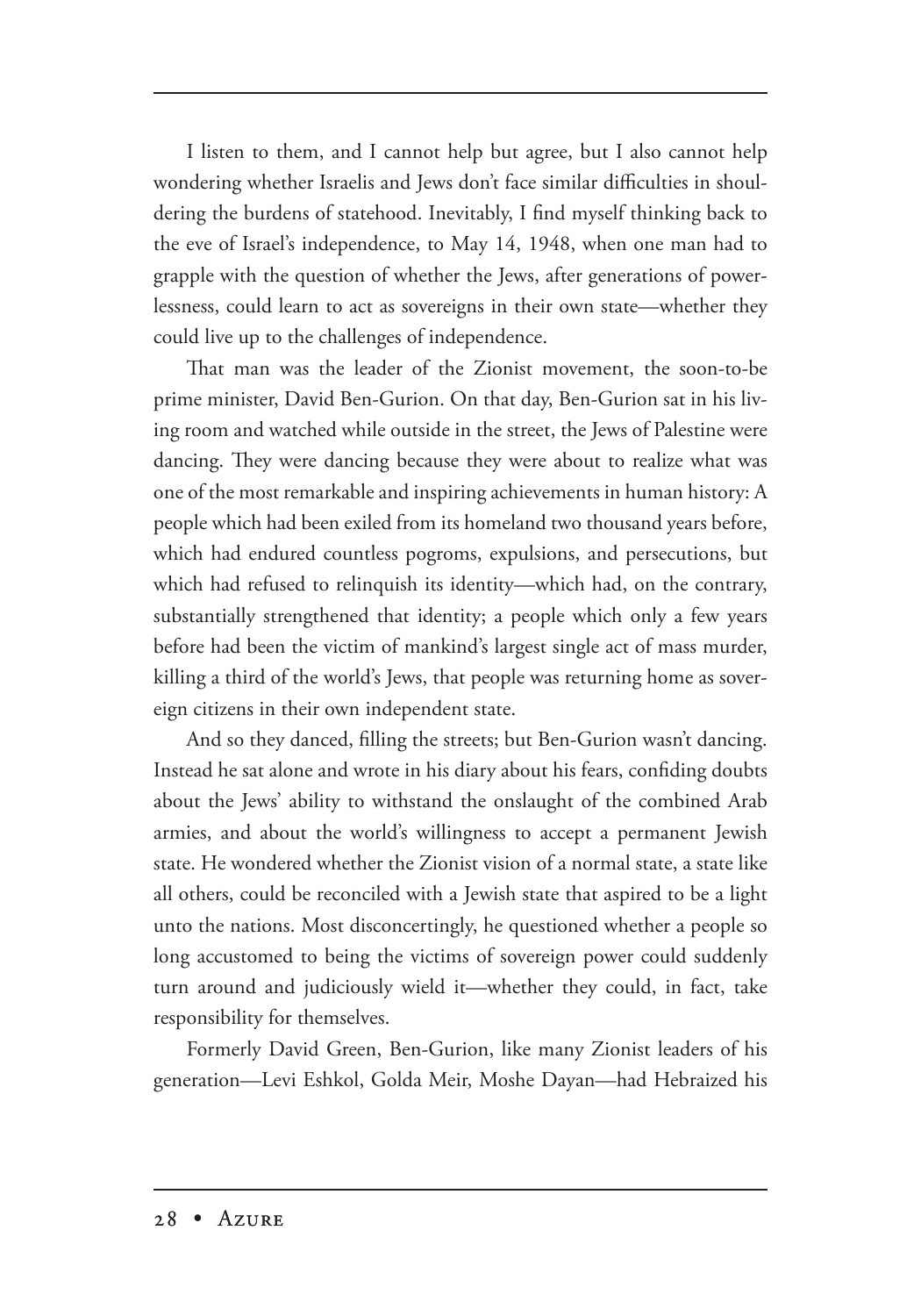I listen to them, and I cannot help but agree, but I also cannot help wondering whether Israelis and Jews don't face similar difficulties in shouldering the burdens of statehood. Inevitably, I find myself thinking back to the eve of Israel's independence, to May 14, 1948, when one man had to grapple with the question of whether the Jews, after generations of powerlessness, could learn to act as sovereigns in their own state—whether they could live up to the challenges of independence.

That man was the leader of the Zionist movement, the soon-to-be prime minister, David Ben-Gurion. On that day, Ben-Gurion sat in his living room and watched while outside in the street, the Jews of Palestine were dancing. They were dancing because they were about to realize what was one of the most remarkable and inspiring achievements in human history: A people which had been exiled from its homeland two thousand years before, which had endured countless pogroms, expulsions, and persecutions, but which had refused to relinquish its identity—which had, on the contrary, substantially strengthened that identity; a people which only a few years before had been the victim of mankind's largest single act of mass murder, killing a third of the world's Jews, that people was returning home as sovereign citizens in their own independent state.

And so they danced, filling the streets; but Ben-Gurion wasn't dancing. Instead he sat alone and wrote in his diary about his fears, confiding doubts about the Jews' ability to withstand the onslaught of the combined Arab armies, and about the world's willingness to accept a permanent Jewish state. He wondered whether the Zionist vision of a normal state, a state like all others, could be reconciled with a Jewish state that aspired to be a light unto the nations. Most disconcertingly, he questioned whether a people so long accustomed to being the victims of sovereign power could suddenly turn around and judiciously wield it—whether they could, in fact, take responsibility for themselves.

Formerly David Green, Ben-Gurion, like many Zionist leaders of his generation—Levi Eshkol, Golda Meir, Moshe Dayan—had Hebraized his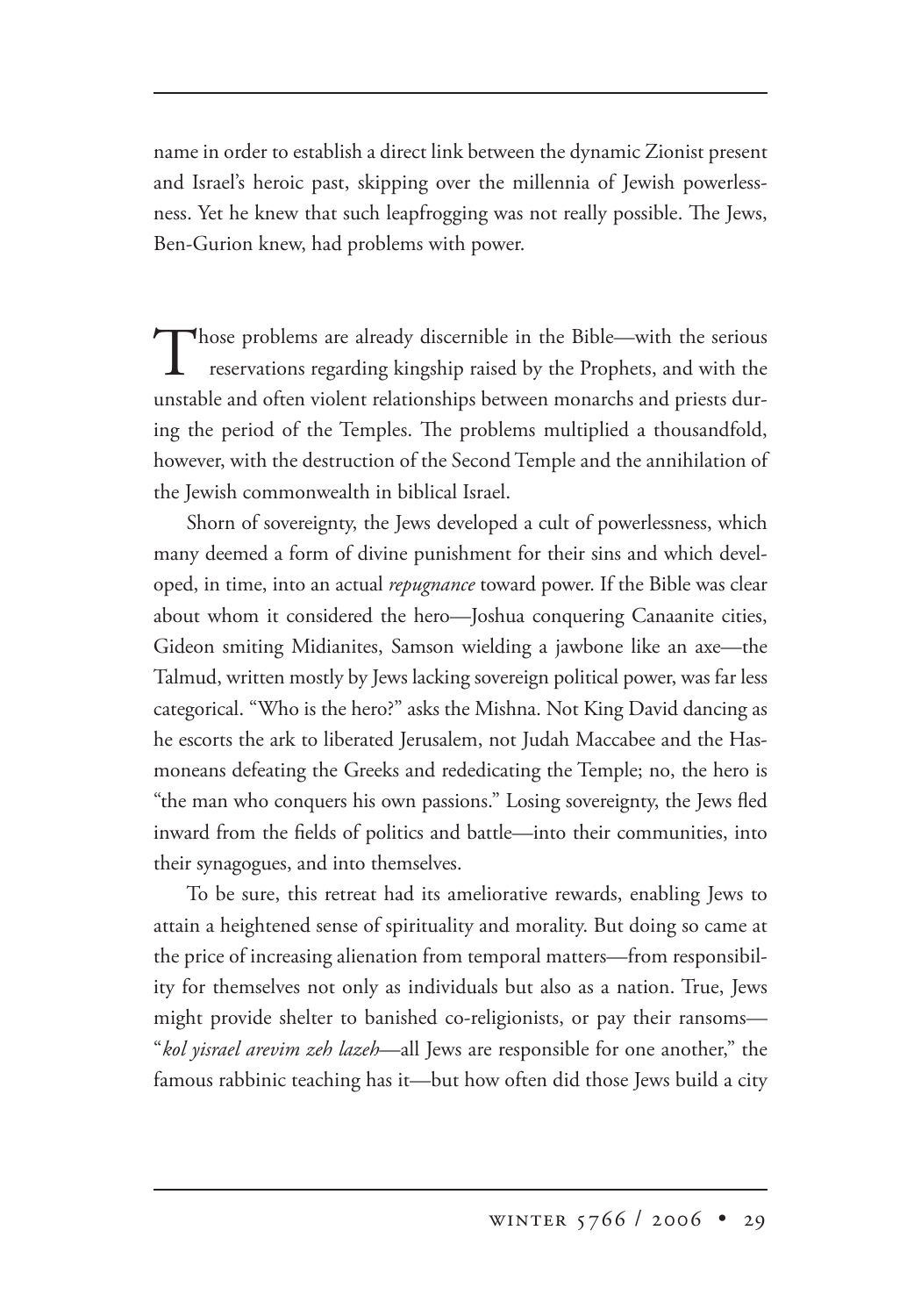name in order to establish a direct link between the dynamic Zionist present and Israel's heroic past, skipping over the millennia of Jewish powerlessness. Yet he knew that such leapfrogging was not really possible. The Jews, Ben-Gurion knew, had problems with power.

Those problems are already discernible in the Bible—with the serious reservations regarding kingship raised by the Prophets, and with the unstable and often violent relationships between monarchs and priests during the period of the Temples. The problems multiplied a thousandfold, however, with the destruction of the Second Temple and the annihilation of the Jewish commonwealth in biblical Israel.

Shorn of sovereignty, the Jews developed a cult of powerlessness, which many deemed a form of divine punishment for their sins and which developed, in time, into an actual *repugnance* toward power. If the Bible was clear about whom it considered the hero—Joshua conquering Canaanite cities, Gideon smiting Midianites, Samson wielding a jawbone like an axe—the Talmud, written mostly by Jews lacking sovereign political power, was far less categorical. "Who is the hero?" asks the Mishna. Not King David dancing as he escorts the ark to liberated Jerusalem, not Judah Maccabee and the Hasmoneans defeating the Greeks and rededicating the Temple; no, the hero is "the man who conquers his own passions." Losing sovereignty, the Jews fled inward from the fields of politics and battle—into their communities, into their synagogues, and into themselves.

To be sure, this retreat had its ameliorative rewards, enabling Jews to attain a heightened sense of spirituality and morality. But doing so came at the price of increasing alienation from temporal matters—from responsibility for themselves not only as individuals but also as a nation. True, Jews might provide shelter to banished co-religionists, or pay their ransoms—"*kol yisrael arevim zeh lazeh*—all Jews are responsible for one another," the famous rabbinic teaching has it—but how often did those Jews build a city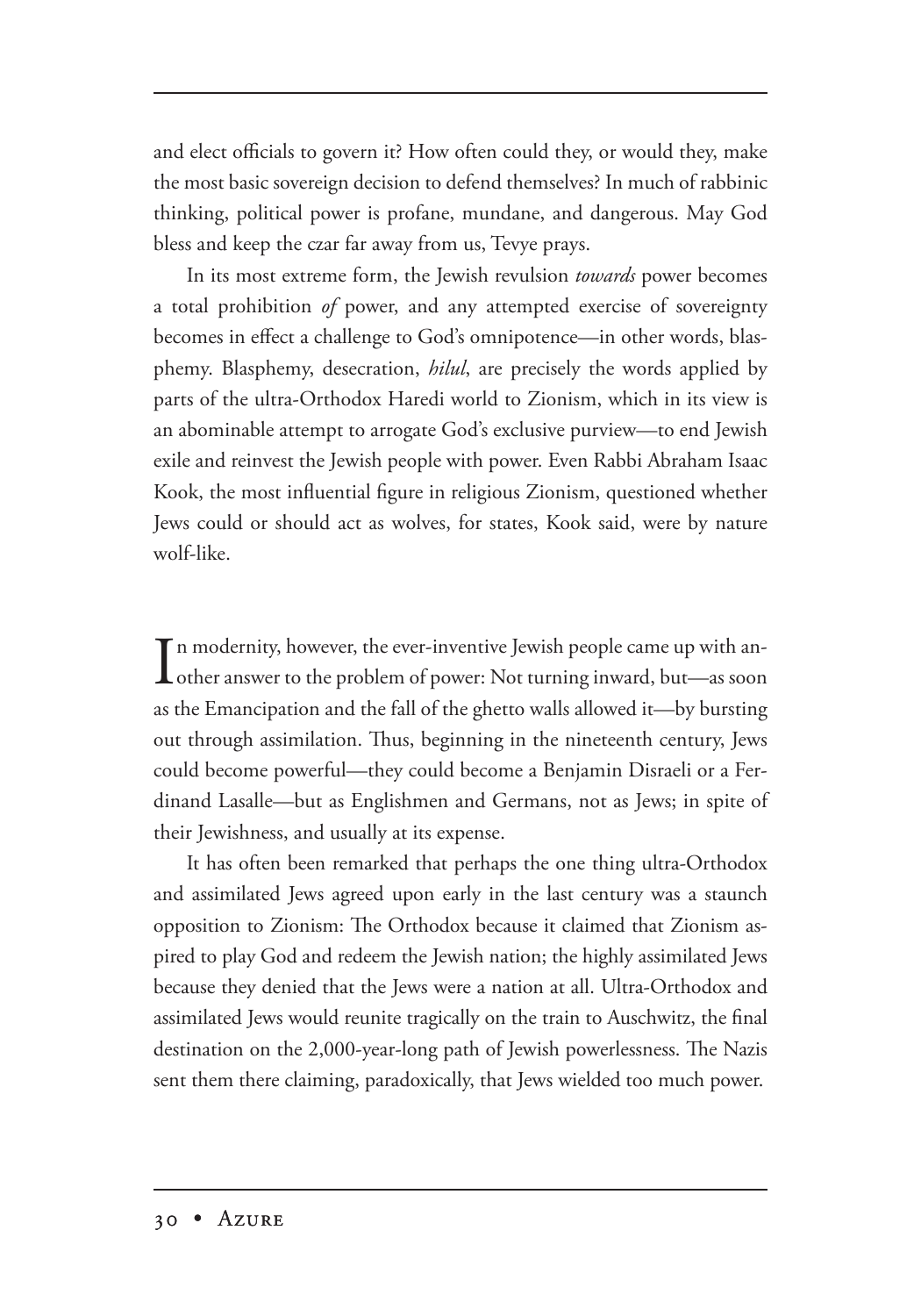and elect officials to govern it? How often could they, or would they, make the most basic sovereign decision to defend themselves? In much of rabbinic thinking, political power is profane, mundane, and dangerous. May God bless and keep the czar far away from us, Tevye prays.

In its most extreme form, the Jewish revulsion *towards* power becomes a total prohibition *of* power, and any attempted exercise of sovereignty becomes in effect a challenge to God's omnipotence—in other words, blasphemy. Blasphemy, desecration, *hilul*, are precisely the words applied by parts of the ultra-Orthodox Haredi world to Zionism, which in its view is an abominable attempt to arrogate God's exclusive purview—to end Jewish exile and reinvest the Jewish people with power. Even Rabbi Abraham Isaac Kook, the most influential figure in religious Zionism, questioned whether Jews could or should act as wolves, for states, Kook said, were by nature wolf-like.

In modernity, however, the ever-inventive Jewish people came up with another answer to the problem of power: Not turning inward, but—as soon as the Emancipation and the fall of the ghetto walls allowed it—by bursting out through assimilation. Thus, beginning in the nineteenth century, Jews could become powerful—they could become a Benjamin Disraeli or a Ferdinand Lasalle—but as Englishmen and Germans, not as Jews; in spite of their Jewishness, and usually at its expense.

It has often been remarked that perhaps the one thing ultra-Orthodox and assimilated Jews agreed upon early in the last century was a staunch opposition to Zionism: The Orthodox because it claimed that Zionism aspired to play God and redeem the Jewish nation; the highly assimilated Jews because they denied that the Jews were a nation at all. Ultra-Orthodox and assimilated Jews would reunite tragically on the train to Auschwitz, the final destination on the 2,000-year-long path of Jewish powerlessness. The Nazis sent them there claiming, paradoxically, that Jews wielded too much power.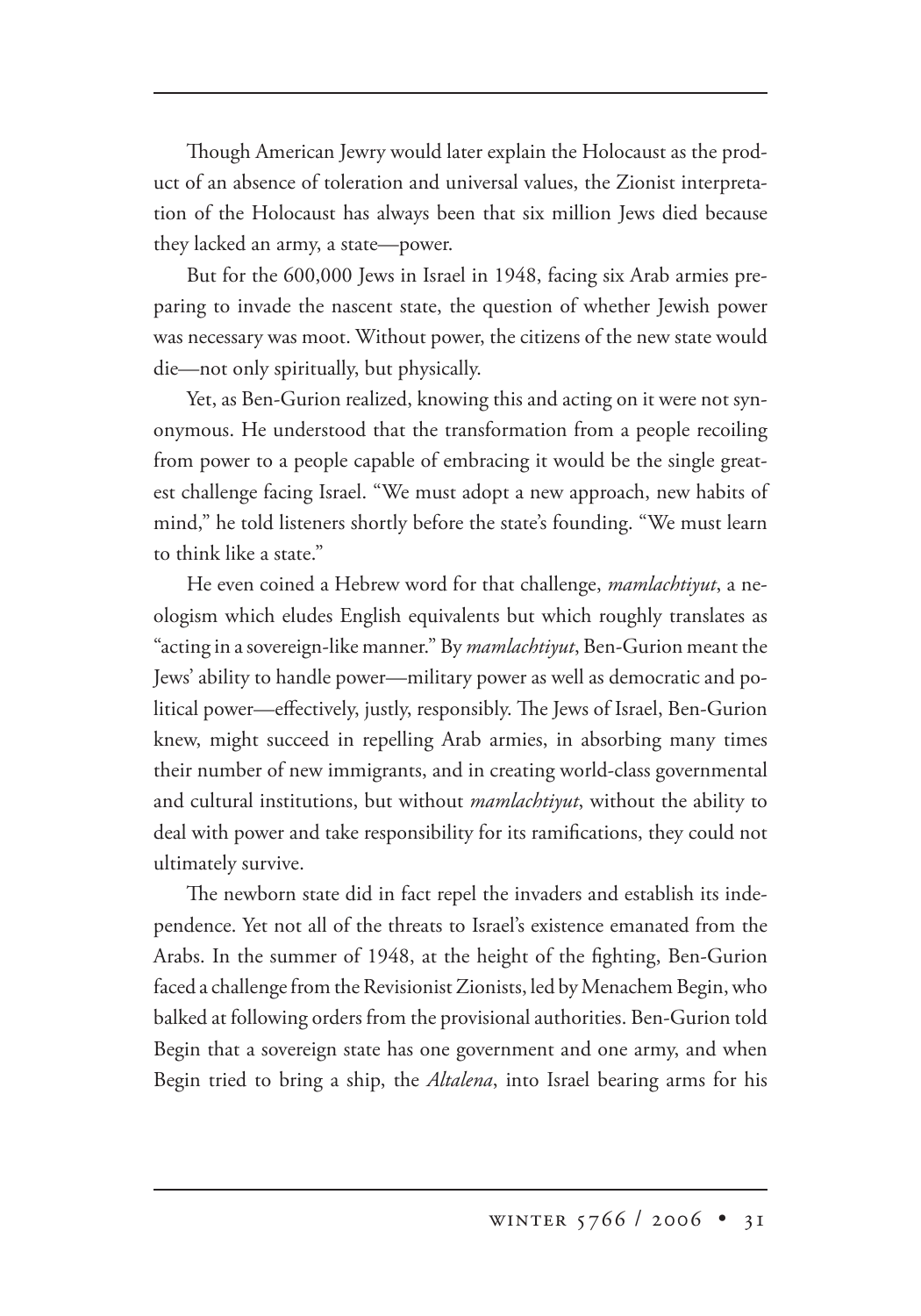Though American Jewry would later explain the Holocaust as the product of an absence of toleration and universal values, the Zionist interpretation of the Holocaust has always been that six million Jews died because they lacked an army, a state—power.

But for the 600,000 Jews in Israel in 1948, facing six Arab armies preparing to invade the nascent state, the question of whether Jewish power was necessary was moot. Without power, the citizens of the new state would die—not only spiritually, but physically.

Yet, as Ben-Gurion realized, knowing this and acting on it were not synonymous. He understood that the transformation from a people recoiling from power to a people capable of embracing it would be the single greatest challenge facing Israel. "We must adopt a new approach, new habits of mind," he told listeners shortly before the state's founding. "We must learn to think like a state."

He even coined a Hebrew word for that challenge, *mamlachtiyut*, a neologism which eludes English equivalents but which roughly translates as "acting in a sovereign-like manner." By *mamlachtiyut*, Ben-Gurion meant the Jews' ability to handle power—military power as well as democratic and political power—effectively, justly, responsibly. The Jews of Israel, Ben-Gurion knew, might succeed in repelling Arab armies, in absorbing many times their number of new immigrants, and in creating world-class governmental and cultural institutions, but without *mamlachtiyut*, without the ability to deal with power and take responsibility for its ramifications, they could not ultimately survive.

The newborn state did in fact repel the invaders and establish its independence. Yet not all of the threats to Israel's existence emanated from the Arabs. In the summer of 1948, at the height of the fighting, Ben-Gurion faced a challenge from the Revisionist Zionists, led by Menachem Begin, who balked at following orders from the provisional authorities. Ben-Gurion told Begin that a sovereign state has one government and one army, and when Begin tried to bring a ship, the *Altalena*, into Israel bearing arms for his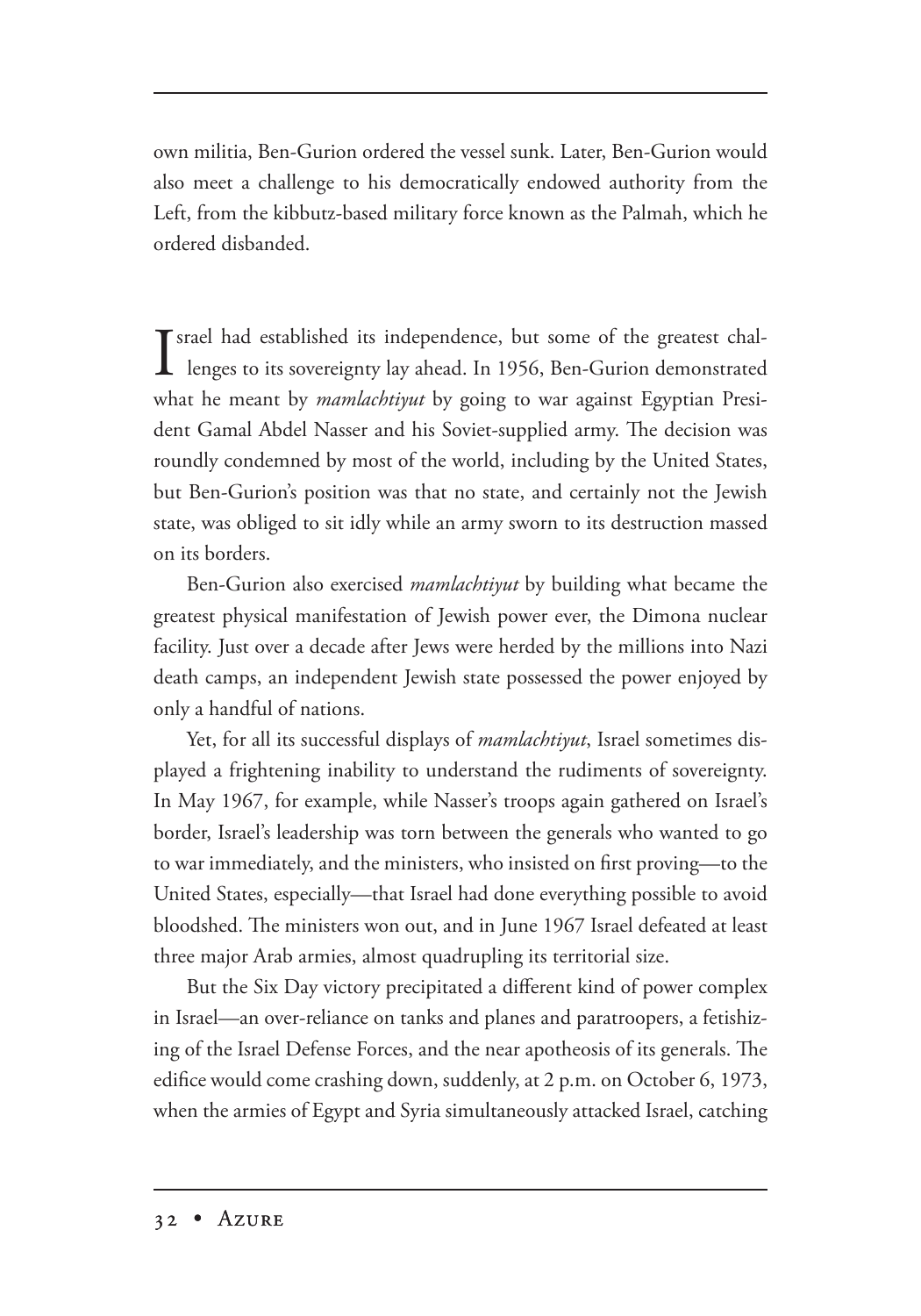own militia, Ben-Gurion ordered the vessel sunk. Later, Ben-Gurion would also meet a challenge to his democratically endowed authority from the Left, from the kibbutz-based military force known as the Palmah, which he ordered disbanded.

Israel had established its independence, but some of the greatest challenges to its sovereignty lay ahead. In 1956, Ben-Gurion demonstrated what he meant by *mamlachtiyut* by going to war against Egyptian President Gamal Abdel Nasser and his Soviet-supplied army. The decision was roundly condemned by most of the world, including by the United States, but Ben-Gurion's position was that no state, and certainly not the Jewish state, was obliged to sit idly while an army sworn to its destruction massed on its borders.

Ben-Gurion also exercised *mamlachtiyut* by building what became the greatest physical manifestation of Jewish power ever, the Dimona nuclear facility. Just over a decade after Jews were herded by the millions into Nazi death camps, an independent Jewish state possessed the power enjoyed by only a handful of nations.

Yet, for all its successful displays of *mamlachtiyut*, Israel sometimes displayed a frightening inability to understand the rudiments of sovereignty. In May 1967, for example, while Nasser's troops again gathered on Israel's border, Israel's leadership was torn between the generals who wanted to go to war immediately, and the ministers, who insisted on first proving—to the United States, especially—that Israel had done everything possible to avoid bloodshed. The ministers won out, and in June 1967 Israel defeated at least three major Arab armies, almost quadrupling its territorial size.

But the Six Day victory precipitated a different kind of power complex in Israel—an over-reliance on tanks and planes and paratroopers, a fetishizing of the Israel Defense Forces, and the near apotheosis of its generals. The edifice would come crashing down, suddenly, at 2 p.m. on October 6, 1973, when the armies of Egypt and Syria simultaneously attacked Israel, catching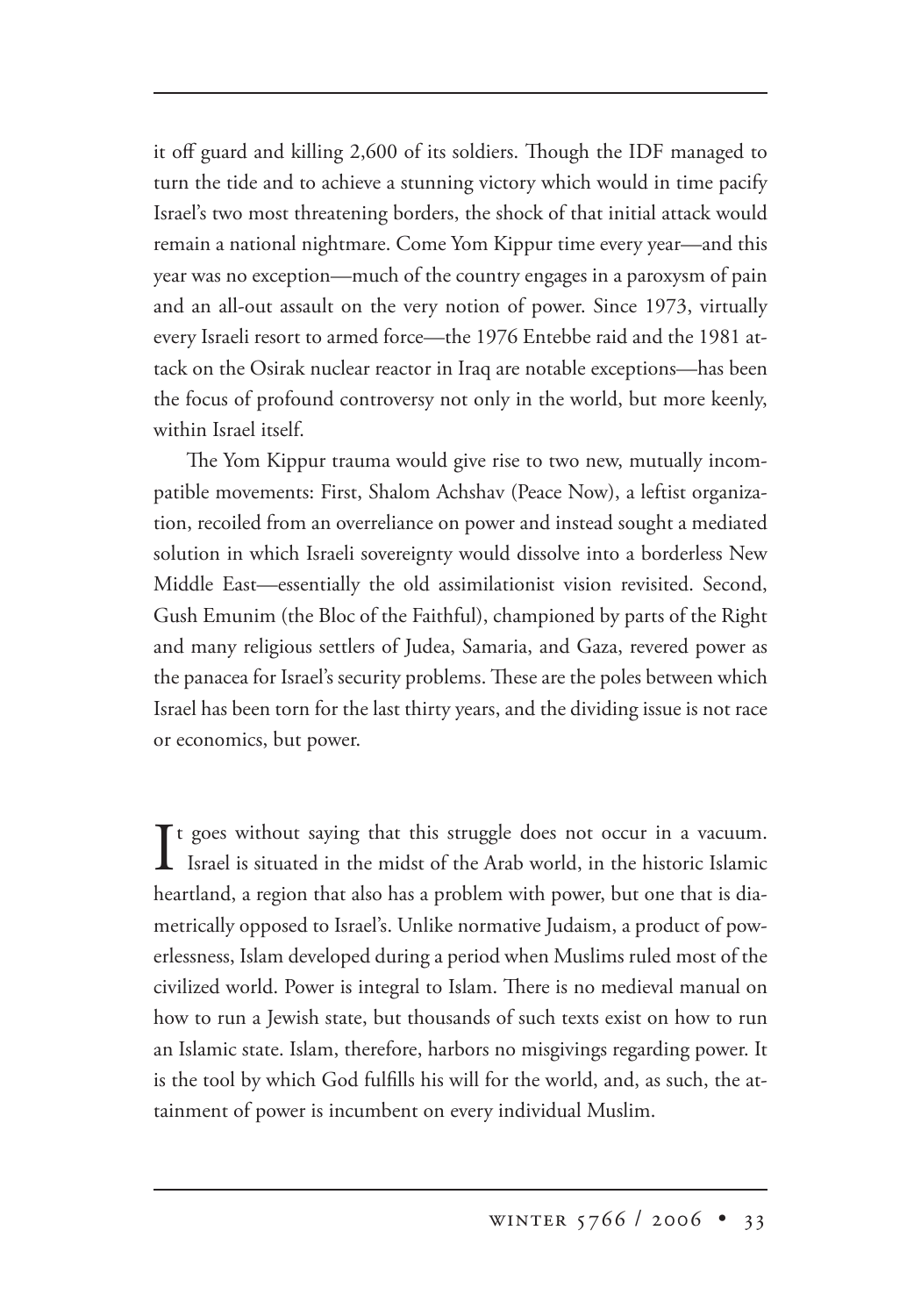it off guard and killing 2,600 of its soldiers. Though the IDF managed to turn the tide and to achieve a stunning victory which would in time pacify Israel's two most threatening borders, the shock of that initial attack would remain a national nightmare. Come Yom Kippur time every year—and this year was no exception—much of the country engages in a paroxysm of pain and an all-out assault on the very notion of power. Since 1973, virtually every Israeli resort to armed force—the 1976 Entebbe raid and the 1981 attack on the Osirak nuclear reactor in Iraq are notable exceptions—has been the focus of profound controversy not only in the world, but more keenly, within Israel itself.

The Yom Kippur trauma would give rise to two new, mutually incompatible movements: First, Shalom Achshav (Peace Now), a leftist organization, recoiled from an overreliance on power and instead sought a mediated solution in which Israeli sovereignty would dissolve into a borderless New Middle East—essentially the old assimilationist vision revisited. Second, Gush Emunim (the Bloc of the Faithful), championed by parts of the Right and many religious settlers of Judea, Samaria, and Gaza, revered power as the panacea for Israel's security problems. These are the poles between which Israel has been torn for the last thirty years, and the dividing issue is not race or economics, but power.

It goes without saying that this struggle does not occur in a vacuum. Israel is situated in the midst of the Arab world, in the historic Islamic heartland, a region that also has a problem with power, but one that is diametrically opposed to Israel's. Unlike normative Judaism, a product of powerlessness, Islam developed during a period when Muslims ruled most of the civilized world. Power is integral to Islam. There is no medieval manual on how to run a Jewish state, but thousands of such texts exist on how to run an Islamic state. Islam, therefore, harbors no misgivings regarding power. It is the tool by which God fulfills his will for the world, and, as such, the attainment of power is incumbent on every individual Muslim.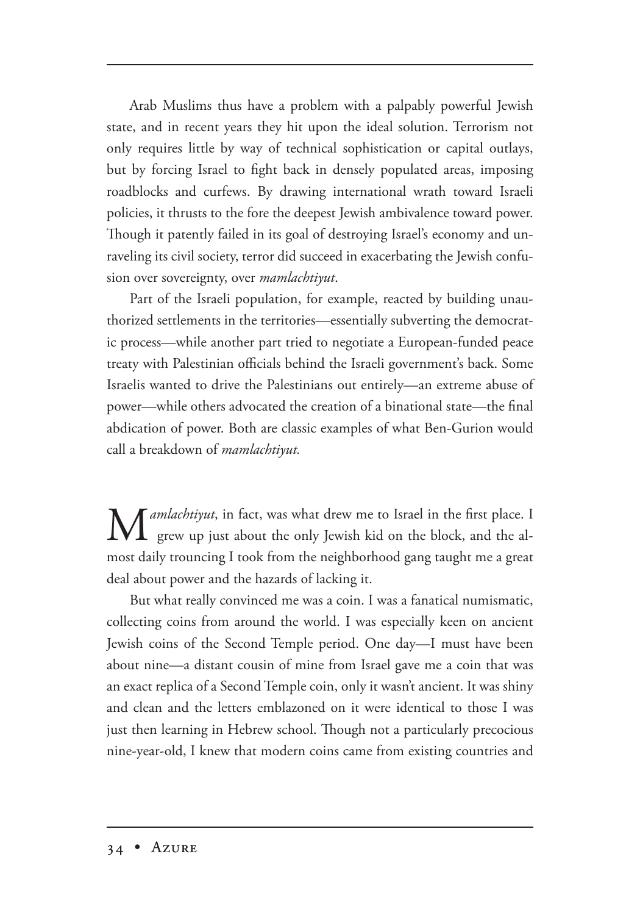Arab Muslims thus have a problem with a palpably powerful Jewish state, and in recent years they hit upon the ideal solution. Terrorism not only requires little by way of technical sophistication or capital outlays, but by forcing Israel to fight back in densely populated areas, imposing roadblocks and curfews. By drawing international wrath toward Israeli policies, it thrusts to the fore the deepest Jewish ambivalence toward power. Though it patently failed in its goal of destroying Israel's economy and unraveling its civil society, terror did succeed in exacerbating the Jewish confusion over sovereignty, over *mamlachtiyut*.

Part of the Israeli population, for example, reacted by building unauthorized settlements in the territories—essentially subverting the democratic process—while another part tried to negotiate a European-funded peace treaty with Palestinian officials behind the Israeli government's back. Some Israelis wanted to drive the Palestinians out entirely—an extreme abuse of power—while others advocated the creation of a binational state—the final abdication of power. Both are classic examples of what Ben-Gurion would call a breakdown of *mamlachtiyut.*

*Mamlachtiyut*, in fact, was what drew me to Israel in the first place. I grew up just about the only Jewish kid on the block, and the almost daily trouncing I took from the neighborhood gang taught me a great deal about power and the hazards of lacking it.

But what really convinced me was a coin. I was a fanatical numismatic, collecting coins from around the world. I was especially keen on ancient Jewish coins of the Second Temple period. One day—I must have been about nine—a distant cousin of mine from Israel gave me a coin that was an exact replica of a Second Temple coin, only it wasn't ancient. It was shiny and clean and the letters emblazoned on it were identical to those I was just then learning in Hebrew school. Though not a particularly precocious nine-year-old, I knew that modern coins came from existing countries and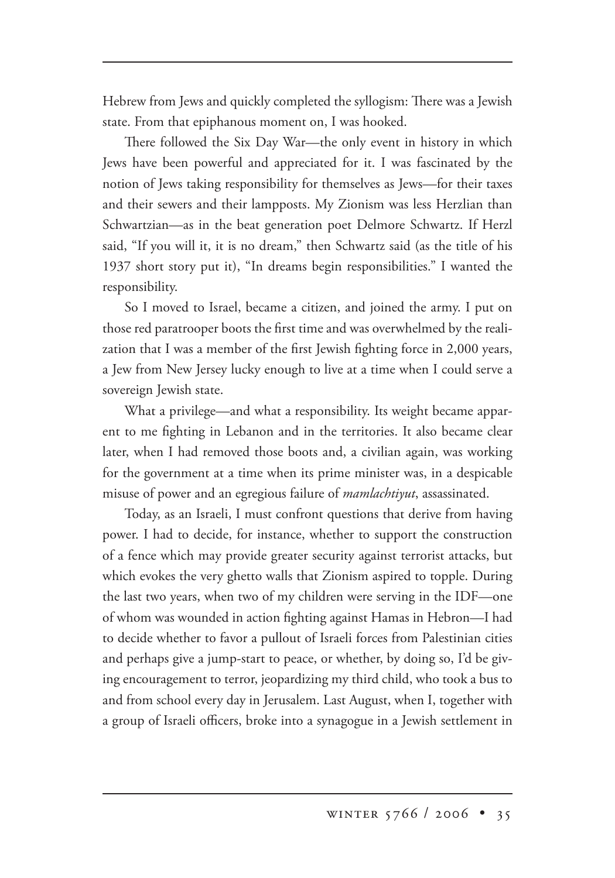Hebrew from Jews and quickly completed the syllogism: There was a Jewish state. From that epiphanous moment on, I was hooked.

There followed the Six Day War—the only event in history in which Jews have been powerful and appreciated for it. I was fascinated by the notion of Jews taking responsibility for themselves as Jews—for their taxes and their sewers and their lampposts. My Zionism was less Herzlian than Schwartzian—as in the beat generation poet Delmore Schwartz. If Herzl said, "If you will it, it is no dream," then Schwartz said (as the title of his 1937 short story put it), "In dreams begin responsibilities." I wanted the responsibility.

So I moved to Israel, became a citizen, and joined the army. I put on those red paratrooper boots the first time and was overwhelmed by the realization that I was a member of the first Jewish fighting force in 2,000 years, a Jew from New Jersey lucky enough to live at a time when I could serve a sovereign Jewish state.

What a privilege—and what a responsibility. Its weight became apparent to me fighting in Lebanon and in the territories. It also became clear later, when I had removed those boots and, a civilian again, was working for the government at a time when its prime minister was, in a despicable misuse of power and an egregious failure of *mamlachtiyut*, assassinated.

Today, as an Israeli, I must confront questions that derive from having power. I had to decide, for instance, whether to support the construction of a fence which may provide greater security against terrorist attacks, but which evokes the very ghetto walls that Zionism aspired to topple. During the last two years, when two of my children were serving in the IDF—one of whom was wounded in action fighting against Hamas in Hebron—I had to decide whether to favor a pullout of Israeli forces from Palestinian cities and perhaps give a jump-start to peace, or whether, by doing so, I'd be giving encouragement to terror, jeopardizing my third child, who took a bus to and from school every day in Jerusalem. Last August, when I, together with a group of Israeli officers, broke into a synagogue in a Jewish settlement in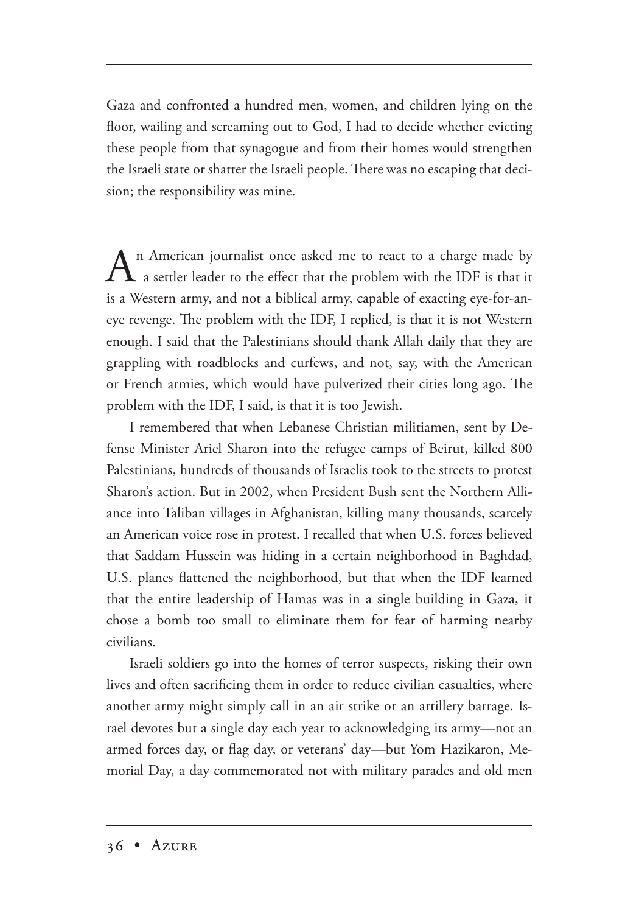Gaza and confronted a hundred men, women, and children lying on the floor, wailing and screaming out to God, I had to decide whether evicting these people from that synagogue and from their homes would strengthen the Israeli state or shatter the Israeli people. There was no escaping that decision; the responsibility was mine.

An American journalist once asked me to react to a charge made by a settler leader to the effect that the problem with the IDF is that it is a Western army, and not a biblical army, capable of exacting eye-for-an-eye revenge. The problem with the IDF, I replied, is that it is not Western enough. I said that the Palestinians should thank Allah daily that they are grappling with roadblocks and curfews, and not, say, with the American or French armies, which would have pulverized their cities long ago. The problem with the IDF, I said, is that it is too Jewish.

I remembered that when Lebanese Christian militiamen, sent by Defense Minister Ariel Sharon into the refugee camps of Beirut, killed 800 Palestinians, hundreds of thousands of Israelis took to the streets to protest Sharon's action. But in 2002, when President Bush sent the Northern Alliance into Taliban villages in Afghanistan, killing many thousands, scarcely an American voice rose in protest. I recalled that when U.S. forces believed that Saddam Hussein was hiding in a certain neighborhood in Baghdad, U.S. planes flattened the neighborhood, but that when the IDF learned that the entire leadership of Hamas was in a single building in Gaza, it chose a bomb too small to eliminate them for fear of harming nearby civilians.

Israeli soldiers go into the homes of terror suspects, risking their own lives and often sacrificing them in order to reduce civilian casualties, where another army might simply call in an air strike or an artillery barrage. Israel devotes but a single day each year to acknowledging its army—not an armed forces day, or flag day, or veterans' day—but Yom Hazikaron, Memorial Day, a day commemorated not with military parades and old men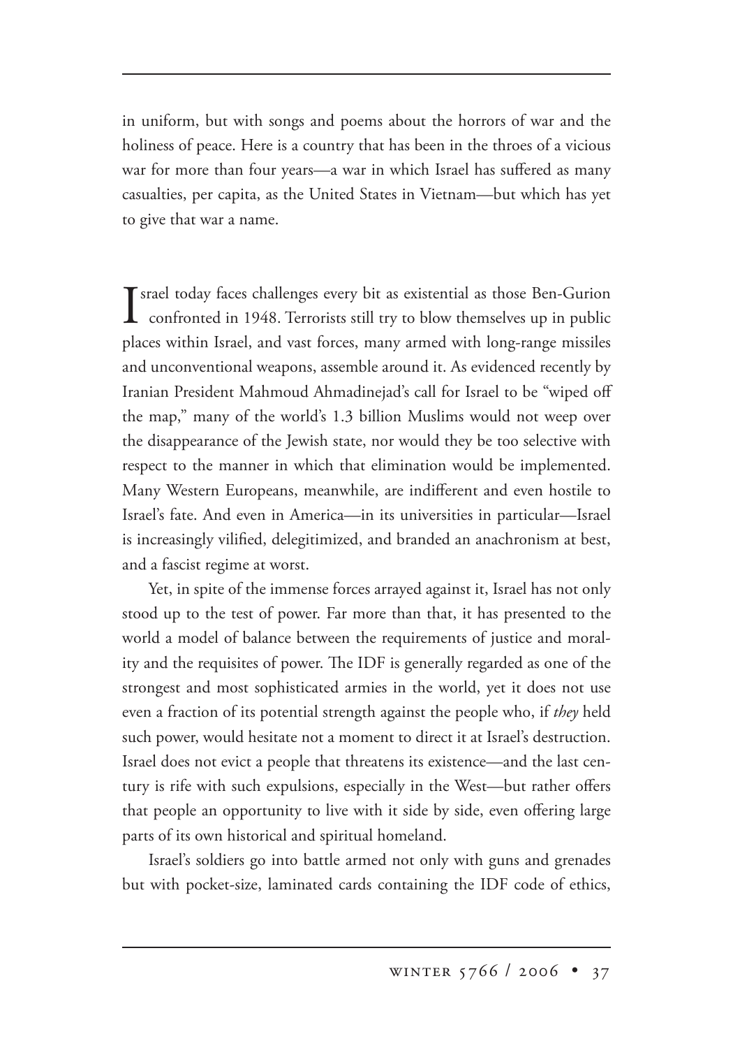in uniform, but with songs and poems about the horrors of war and the holiness of peace. Here is a country that has been in the throes of a vicious war for more than four years—a war in which Israel has suffered as many casualties, per capita, as the United States in Vietnam—but which has yet to give that war a name.

Israel today faces challenges every bit as existential as those Ben-Gurion confronted in 1948. Terrorists still try to blow themselves up in public places within Israel, and vast forces, many armed with long-range missiles and unconventional weapons, assemble around it. As evidenced recently by Iranian President Mahmoud Ahmadinejad's call for Israel to be "wiped off the map," many of the world's 1.3 billion Muslims would not weep over the disappearance of the Jewish state, nor would they be too selective with respect to the manner in which that elimination would be implemented. Many Western Europeans, meanwhile, are indifferent and even hostile to Israel's fate. And even in America—in its universities in particular—Israel is increasingly vilified, delegitimized, and branded an anachronism at best, and a fascist regime at worst.

Yet, in spite of the immense forces arrayed against it, Israel has not only stood up to the test of power. Far more than that, it has presented to the world a model of balance between the requirements of justice and morality and the requisites of power. The IDF is generally regarded as one of the strongest and most sophisticated armies in the world, yet it does not use even a fraction of its potential strength against the people who, if *they* held such power, would hesitate not a moment to direct it at Israel's destruction. Israel does not evict a people that threatens its existence—and the last century is rife with such expulsions, especially in the West—but rather offers that people an opportunity to live with it side by side, even offering large parts of its own historical and spiritual homeland.

Israel's soldiers go into battle armed not only with guns and grenades but with pocket-size, laminated cards containing the IDF code of ethics,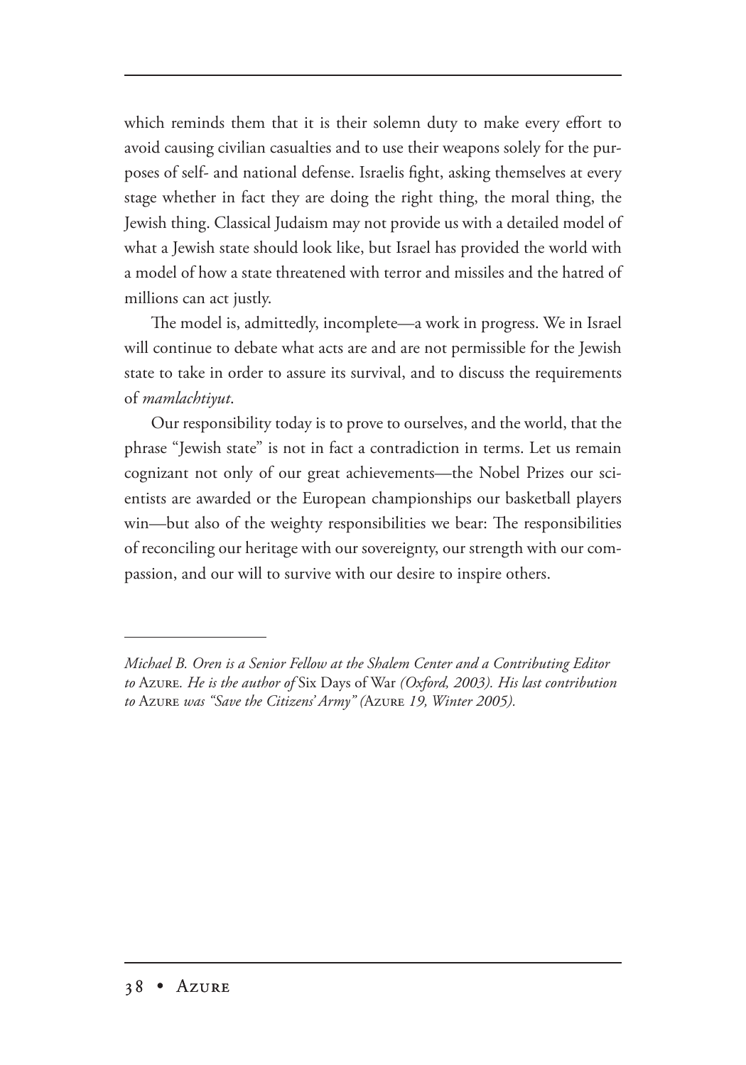which reminds them that it is their solemn duty to make every effort to avoid causing civilian casualties and to use their weapons solely for the purposes of self- and national defense. Israelis fight, asking themselves at every stage whether in fact they are doing the right thing, the moral thing, the Jewish thing. Classical Judaism may not provide us with a detailed model of what a Jewish state should look like, but Israel has provided the world with a model of how a state threatened with terror and missiles and the hatred of millions can act justly.

The model is, admittedly, incomplete—a work in progress. We in Israel will continue to debate what acts are and are not permissible for the Jewish state to take in order to assure its survival, and to discuss the requirements of *mamlachtiyut*.

Our responsibility today is to prove to ourselves, and the world, that the phrase "Jewish state" is not in fact a contradiction in terms. Let us remain cognizant not only of our great achievements—the Nobel Prizes our scientists are awarded or the European championships our basketball players win—but also of the weighty responsibilities we bear: The responsibilities of reconciling our heritage with our sovereignty, our strength with our compassion, and our will to survive with our desire to inspire others.

---

*Michael B. Oren is a Senior Fellow at the Shalem Center and a Contributing Editor to* Azure. *He is the author of* Six Days of War *(Oxford, 2003). His last contribution to* Azure *was "Save the Citizens' Army" (*Azure *19, Winter 2005).*